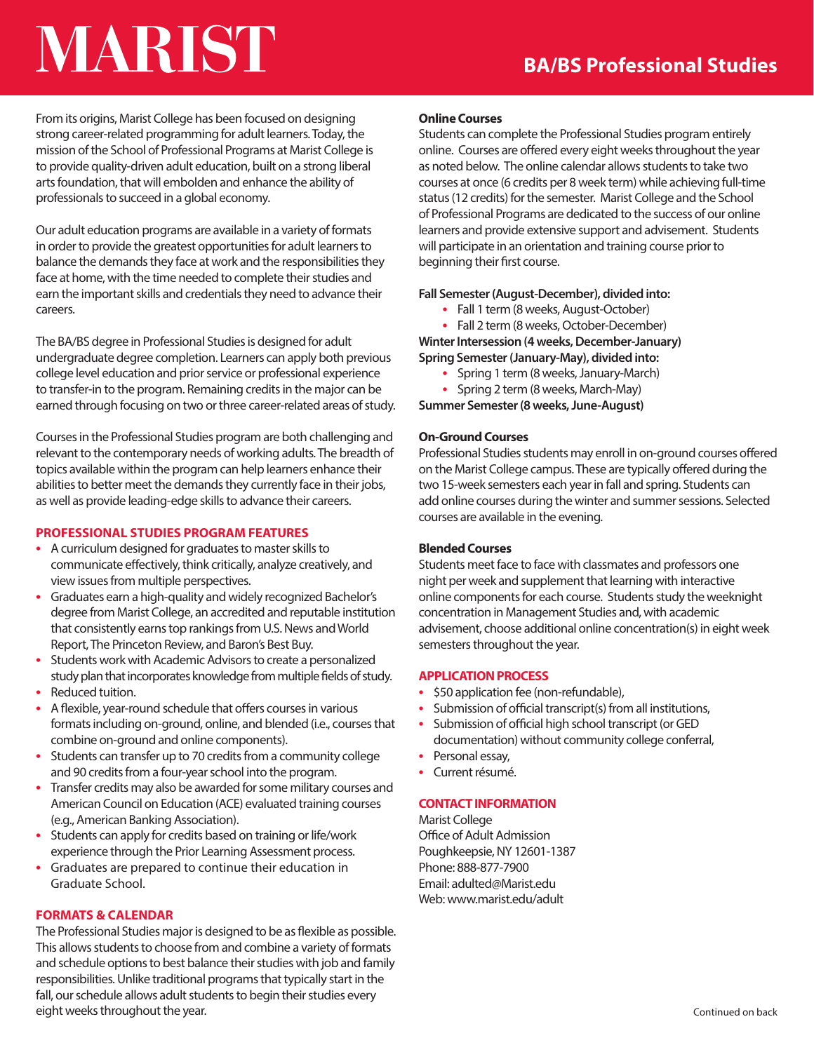# MARIST

## BA/BS Professional Studies

From its origins, Marist College has been focused on designing strong career-related programming for adult learners. Today, the mission of the School of Professional Programs at Marist College is to provide quality-driven adult education, built on a strong liberal arts foundation, that will embolden and enhance the ability of professionals to succeed in a global economy.

Our adult education programs are available in a variety of formats in order to provide the greatest opportunities for adult learners to balance the demands they face at work and the responsibilities they face at home, with the time needed to complete their studies and earn the important skills and credentials they need to advance their careers.

The BA/BS degree in Professional Studies is designed for adult undergraduate degree completion. Learners can apply both previous college level education and prior service or professional experience to transfer-in to the program. Remaining credits in the major can be earned through focusing on two or three career-related areas of study.

Courses in the Professional Studies program are both challenging and relevant to the contemporary needs of working adults. The breadth of topics available within the program can help learners enhance their abilities to better meet the demands they currently face in their jobs, as well as provide leading-edge skills to advance their careers.

### PROFESSIONAL STUDIES PROGRAM FEATURES

- A curriculum designed for graduates to master skills to communicate effectively, think critically, analyze creatively, and view issues from multiple perspectives.
- Graduates earn a high-quality and widely recognized Bachelor's degree from Marist College, an accredited and reputable institution that consistently earns top rankings from U.S. News and World Report, The Princeton Review, and Baron's Best Buy.
- Students work with Academic Advisors to create a personalized study plan that incorporates knowledge from multiple fields of study.
- Reduced tuition.
- A flexible, year-round schedule that offers courses in various formats including on-ground, online, and blended (i.e., courses that combine on-ground and online components).
- Students can transfer up to 70 credits from a community college and 90 credits from a four-year school into the program.
- Transfer credits may also be awarded for some military courses and American Council on Education (ACE) evaluated training courses (e.g., American Banking Association).
- Students can apply for credits based on training or life/work experience through the Prior Learning Assessment process.
- Graduates are prepared to continue their education in Graduate School.

### FORMATS & CALENDAR

The Professional Studies major is designed to be as flexible as possible. This allows students to choose from and combine a variety of formats and schedule options to best balance their studies with job and family responsibilities. Unlike traditional programs that typically start in the fall, our schedule allows adult students to begin their studies every eight weeks throughout the year.

**Online Courses**

Students can complete the Professional Studies program entirely online. Courses are offered every eight weeks throughout the year as noted below. The online calendar allows students to take two courses at once (6 credits per 8 week term) while achieving full-time status (12 credits) for the semester. Marist College and the School of Professional Programs are dedicated to the success of our online learners and provide extensive support and advisement. Students will participate in an orientation and training course prior to beginning their first course.

**Fall Semester (August-December), divided into:**
- Fall 1 term (8 weeks, August-October)
- Fall 2 term (8 weeks, October-December)

**Winter Intersession (4 weeks, December-January)**

**Spring Semester (January-May), divided into:**
- Spring 1 term (8 weeks, January-March)
- Spring 2 term (8 weeks, March-May)

**Summer Semester (8 weeks, June-August)**

**On-Ground Courses**

Professional Studies students may enroll in on-ground courses offered on the Marist College campus. These are typically offered during the two 15-week semesters each year in fall and spring. Students can add online courses during the winter and summer sessions. Selected courses are available in the evening.

**Blended Courses**

Students meet face to face with classmates and professors one night per week and supplement that learning with interactive online components for each course. Students study the weeknight concentration in Management Studies and, with academic advisement, choose additional online concentration(s) in eight week semesters throughout the year.

### APPLICATION PROCESS

- $50 application fee (non-refundable),
- Submission of official transcript(s) from all institutions,
- Submission of official high school transcript (or GED documentation) without community college conferral,
- Personal essay,
- Current résumé.

### CONTACT INFORMATION

Marist College
Office of Adult Admission
Poughkeepsie, NY 12601-1387
Phone: 888-877-7900
Email: adulted@Marist.edu
Web: www.marist.edu/adult

Continued on back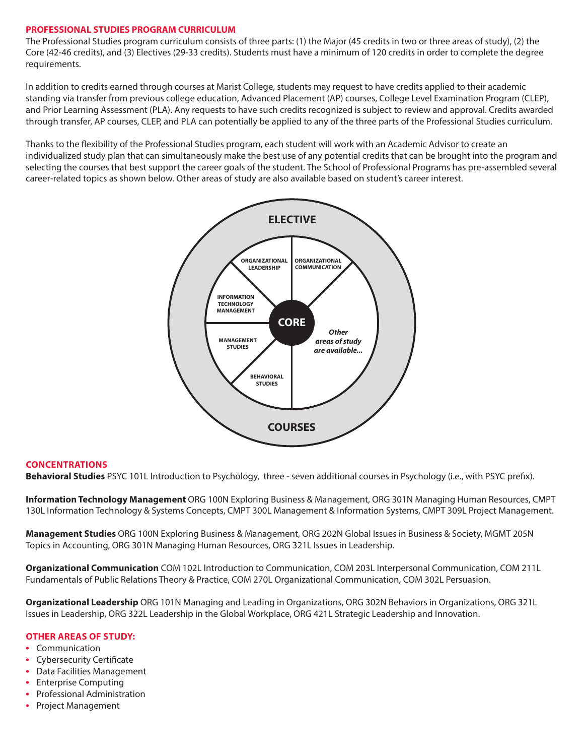## PROFESSIONAL STUDIES PROGRAM CURRICULUM

The Professional Studies program curriculum consists of three parts: (1) the Major (45 credits in two or three areas of study), (2) the Core (42-46 credits), and (3) Electives (29-33 credits). Students must have a minimum of 120 credits in order to complete the degree requirements.

In addition to credits earned through courses at Marist College, students may request to have credits applied to their academic standing via transfer from previous college education, Advanced Placement (AP) courses, College Level Examination Program (CLEP), and Prior Learning Assessment (PLA). Any requests to have such credits recognized is subject to review and approval. Credits awarded through transfer, AP courses, CLEP, and PLA can potentially be applied to any of the three parts of the Professional Studies curriculum.

Thanks to the flexibility of the Professional Studies program, each student will work with an Academic Advisor to create an individualized study plan that can simultaneously make the best use of any potential credits that can be brought into the program and selecting the courses that best support the career goals of the student. The School of Professional Programs has pre-assembled several career-related topics as shown below. Other areas of study are also available based on student's career interest.

ELECTIVE

ORGANIZATIONAL LEADERSHIP

ORGANIZATIONAL COMMUNICATION

INFORMATION TECHNOLOGY MANAGEMENT

CORE

MANAGEMENT STUDIES

*Other areas of study are available...*

BEHAVIORAL STUDIES

COURSES

## CONCENTRATIONS

**Behavioral Studies** PSYC 101L Introduction to Psychology, three - seven additional courses in Psychology (i.e., with PSYC prefix).

**Information Technology Management** ORG 100N Exploring Business & Management, ORG 301N Managing Human Resources, CMPT 130L Information Technology & Systems Concepts, CMPT 300L Management & Information Systems, CMPT 309L Project Management.

**Management Studies** ORG 100N Exploring Business & Management, ORG 202N Global Issues in Business & Society, MGMT 205N Topics in Accounting, ORG 301N Managing Human Resources, ORG 321L Issues in Leadership.

**Organizational Communication** COM 102L Introduction to Communication, COM 203L Interpersonal Communication, COM 211L Fundamentals of Public Relations Theory & Practice, COM 270L Organizational Communication, COM 302L Persuasion.

**Organizational Leadership** ORG 101N Managing and Leading in Organizations, ORG 302N Behaviors in Organizations, ORG 321L Issues in Leadership, ORG 322L Leadership in the Global Workplace, ORG 421L Strategic Leadership and Innovation.

## OTHER AREAS OF STUDY:

- Communication
- Cybersecurity Certificate
- Data Facilities Management
- Enterprise Computing
- Professional Administration
- Project Management